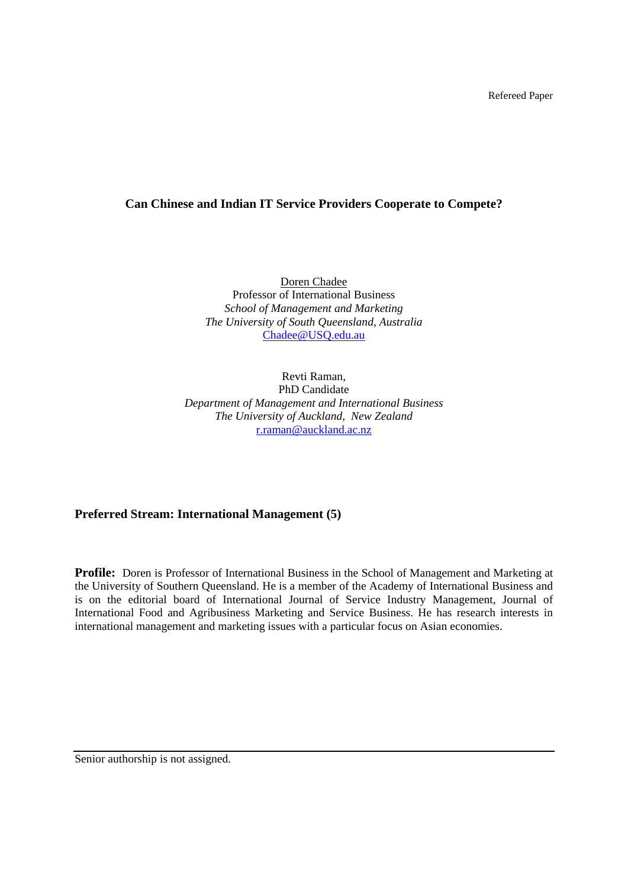Refereed Paper

# Can Chinese and Indian IT Service Providers Cooperate to Compete?

Doren Chadee
Professor of International Business
*School of Management and Marketing*
*The University of South Queensland, Australia*
Chadee@USQ.edu.au

Revti Raman,
PhD Candidate
*Department of Management and International Business*
*The University of Auckland, New Zealand*
r.raman@auckland.ac.nz

**Preferred Stream: International Management (5)**

**Profile:** Doren is Professor of International Business in the School of Management and Marketing at the University of Southern Queensland. He is a member of the Academy of International Business and is on the editorial board of International Journal of Service Industry Management, Journal of International Food and Agribusiness Marketing and Service Business. He has research interests in international management and marketing issues with a particular focus on Asian economies.

Senior authorship is not assigned.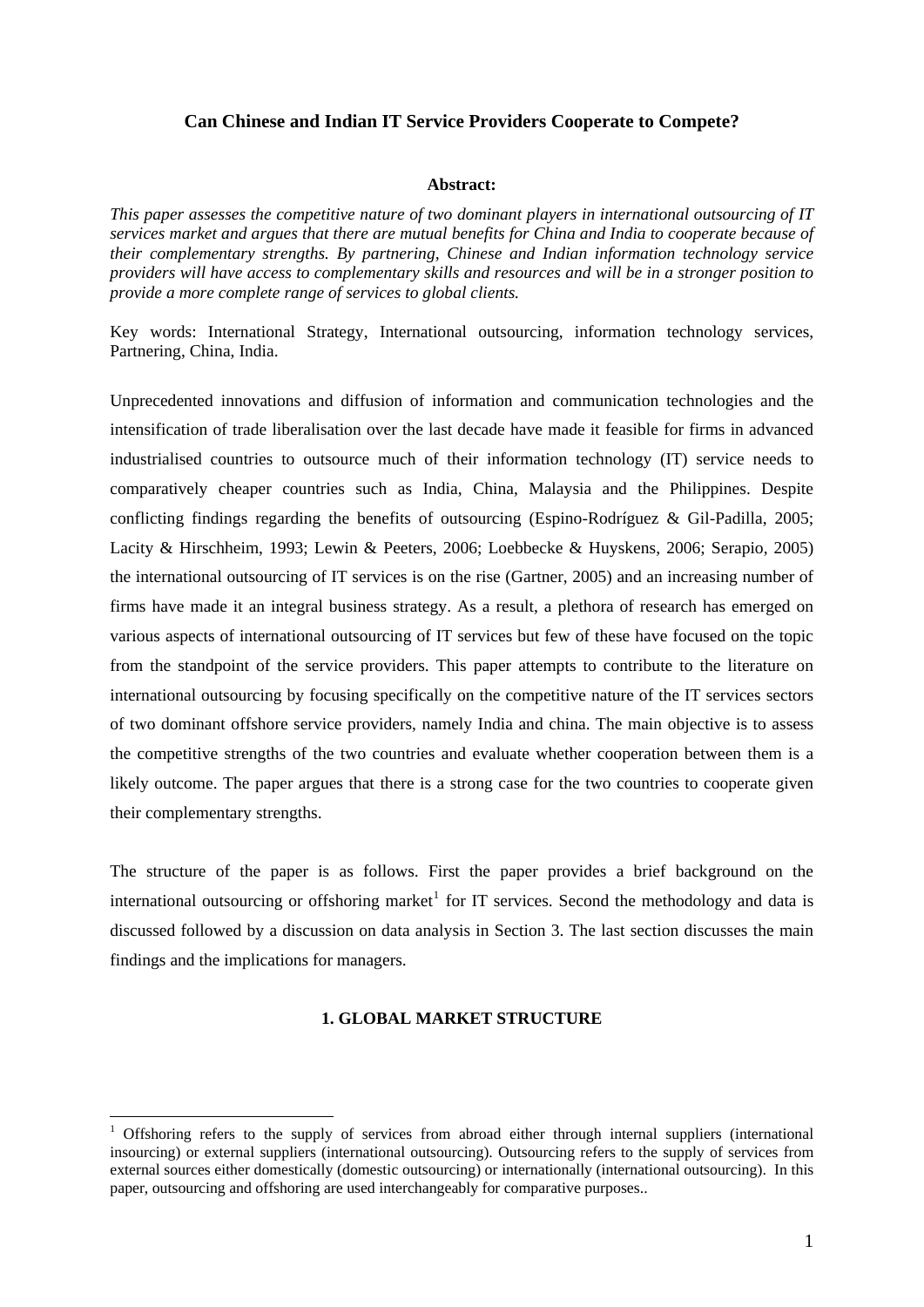**Can Chinese and Indian IT Service Providers Cooperate to Compete?**

**Abstract:**

*This paper assesses the competitive nature of two dominant players in international outsourcing of IT services market and argues that there are mutual benefits for China and India to cooperate because of their complementary strengths. By partnering, Chinese and Indian information technology service providers will have access to complementary skills and resources and will be in a stronger position to provide a more complete range of services to global clients.*

Key words: International Strategy, International outsourcing, information technology services, Partnering, China, India.

Unprecedented innovations and diffusion of information and communication technologies and the intensification of trade liberalisation over the last decade have made it feasible for firms in advanced industrialised countries to outsource much of their information technology (IT) service needs to comparatively cheaper countries such as India, China, Malaysia and the Philippines. Despite conflicting findings regarding the benefits of outsourcing (Espino-Rodríguez & Gil-Padilla, 2005; Lacity & Hirschheim, 1993; Lewin & Peeters, 2006; Loebbecke & Huyskens, 2006; Serapio, 2005) the international outsourcing of IT services is on the rise (Gartner, 2005) and an increasing number of firms have made it an integral business strategy. As a result, a plethora of research has emerged on various aspects of international outsourcing of IT services but few of these have focused on the topic from the standpoint of the service providers. This paper attempts to contribute to the literature on international outsourcing by focusing specifically on the competitive nature of the IT services sectors of two dominant offshore service providers, namely India and china. The main objective is to assess the competitive strengths of the two countries and evaluate whether cooperation between them is a likely outcome. The paper argues that there is a strong case for the two countries to cooperate given their complementary strengths.

The structure of the paper is as follows. First the paper provides a brief background on the international outsourcing or offshoring market[1] for IT services. Second the methodology and data is discussed followed by a discussion on data analysis in Section 3. The last section discusses the main findings and the implications for managers.

## 1. GLOBAL MARKET STRUCTURE

[1] Offshoring refers to the supply of services from abroad either through internal suppliers (international insourcing) or external suppliers (international outsourcing). Outsourcing refers to the supply of services from external sources either domestically (domestic outsourcing) or internationally (international outsourcing). In this paper, outsourcing and offshoring are used interchangeably for comparative purposes..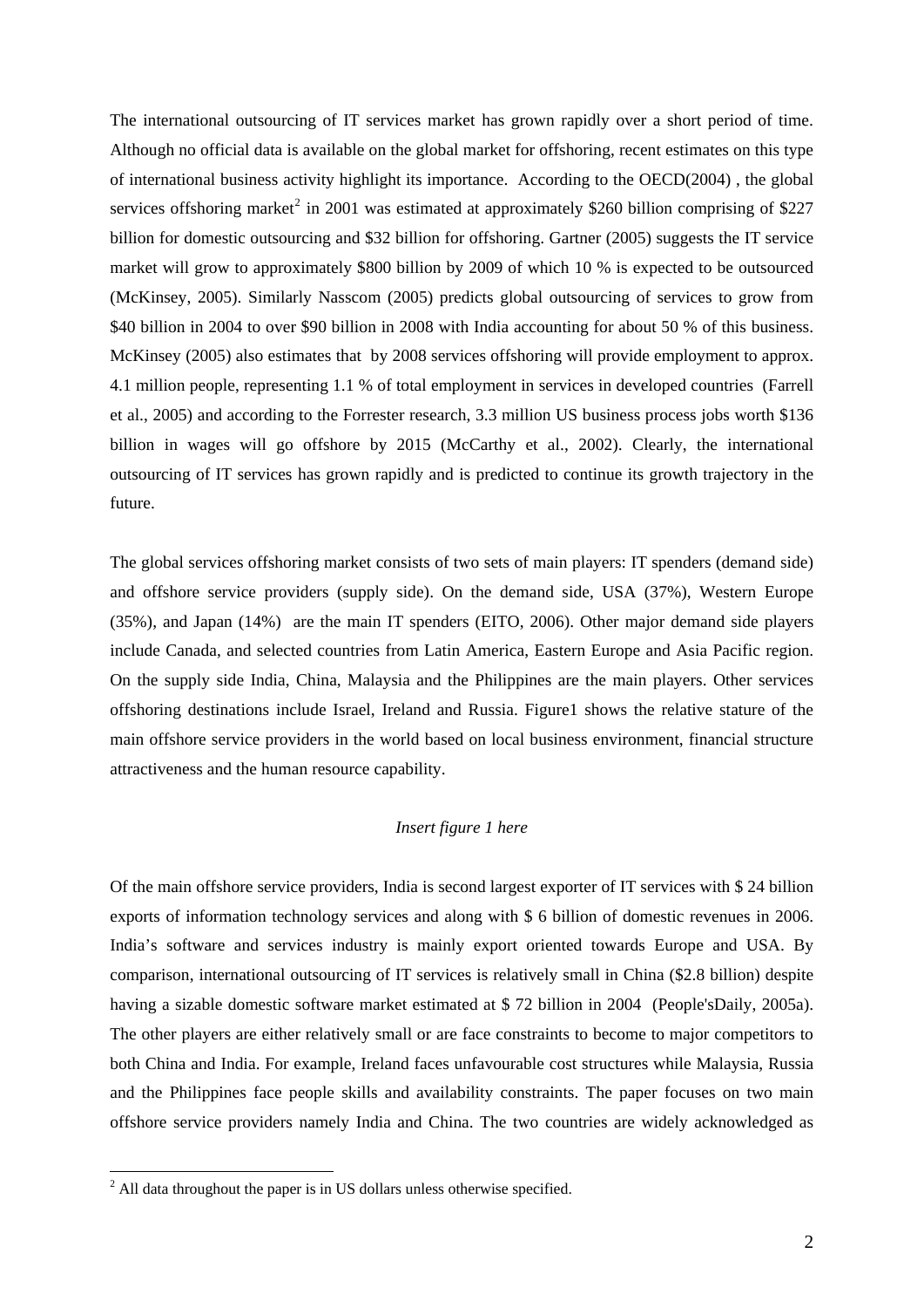The international outsourcing of IT services market has grown rapidly over a short period of time. Although no official data is available on the global market for offshoring, recent estimates on this type of international business activity highlight its importance. According to the OECD(2004) , the global services offshoring market[2] in 2001 was estimated at approximately $260 billion comprising of $227 billion for domestic outsourcing and $32 billion for offshoring. Gartner (2005) suggests the IT service market will grow to approximately $800 billion by 2009 of which 10 % is expected to be outsourced (McKinsey, 2005). Similarly Nasscom (2005) predicts global outsourcing of services to grow from $40 billion in 2004 to over $90 billion in 2008 with India accounting for about 50 % of this business. McKinsey (2005) also estimates that by 2008 services offshoring will provide employment to approx. 4.1 million people, representing 1.1 % of total employment in services in developed countries (Farrell et al., 2005) and according to the Forrester research, 3.3 million US business process jobs worth $136 billion in wages will go offshore by 2015 (McCarthy et al., 2002). Clearly, the international outsourcing of IT services has grown rapidly and is predicted to continue its growth trajectory in the future.

The global services offshoring market consists of two sets of main players: IT spenders (demand side) and offshore service providers (supply side). On the demand side, USA (37%), Western Europe (35%), and Japan (14%) are the main IT spenders (EITO, 2006). Other major demand side players include Canada, and selected countries from Latin America, Eastern Europe and Asia Pacific region. On the supply side India, China, Malaysia and the Philippines are the main players. Other services offshoring destinations include Israel, Ireland and Russia. Figure1 shows the relative stature of the main offshore service providers in the world based on local business environment, financial structure attractiveness and the human resource capability.

*Insert figure 1 here*

Of the main offshore service providers, India is second largest exporter of IT services with $ 24 billion exports of information technology services and along with $ 6 billion of domestic revenues in 2006. India's software and services industry is mainly export oriented towards Europe and USA. By comparison, international outsourcing of IT services is relatively small in China ($2.8 billion) despite having a sizable domestic software market estimated at $ 72 billion in 2004 (People'sDaily, 2005a). The other players are either relatively small or are face constraints to become to major competitors to both China and India. For example, Ireland faces unfavourable cost structures while Malaysia, Russia and the Philippines face people skills and availability constraints. The paper focuses on two main offshore service providers namely India and China. The two countries are widely acknowledged as

[2] All data throughout the paper is in US dollars unless otherwise specified.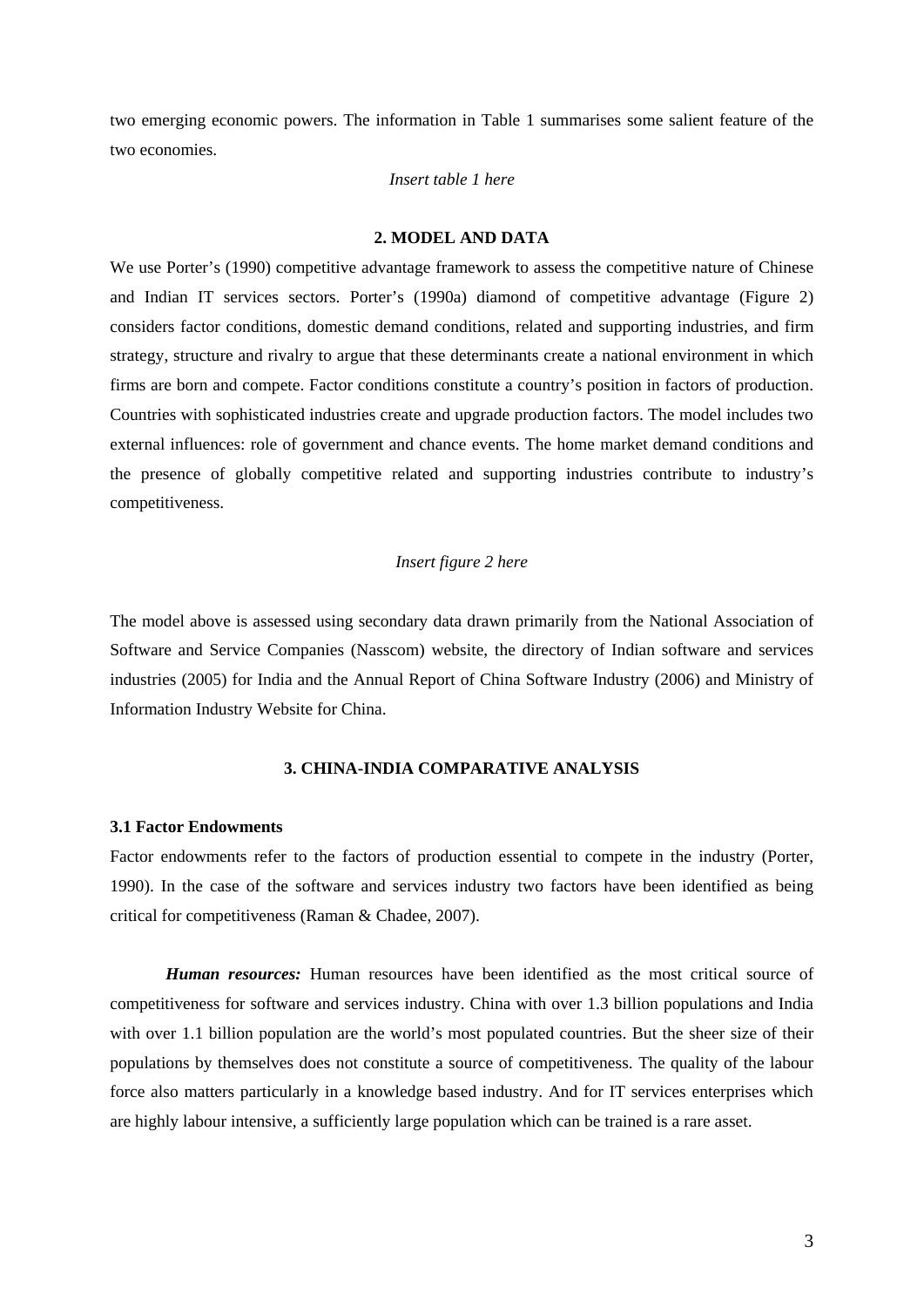two emerging economic powers. The information in Table 1 summarises some salient feature of the two economies.

*Insert table 1 here*

## 2. MODEL AND DATA

We use Porter's (1990) competitive advantage framework to assess the competitive nature of Chinese and Indian IT services sectors. Porter's (1990a) diamond of competitive advantage (Figure 2) considers factor conditions, domestic demand conditions, related and supporting industries, and firm strategy, structure and rivalry to argue that these determinants create a national environment in which firms are born and compete. Factor conditions constitute a country's position in factors of production. Countries with sophisticated industries create and upgrade production factors. The model includes two external influences: role of government and chance events. The home market demand conditions and the presence of globally competitive related and supporting industries contribute to industry's competitiveness.

*Insert figure 2 here*

The model above is assessed using secondary data drawn primarily from the National Association of Software and Service Companies (Nasscom) website, the directory of Indian software and services industries (2005) for India and the Annual Report of China Software Industry (2006) and Ministry of Information Industry Website for China.

## 3. CHINA-INDIA COMPARATIVE ANALYSIS

### 3.1 Factor Endowments

Factor endowments refer to the factors of production essential to compete in the industry (Porter, 1990). In the case of the software and services industry two factors have been identified as being critical for competitiveness (Raman & Chadee, 2007).

***Human resources:*** Human resources have been identified as the most critical source of competitiveness for software and services industry. China with over 1.3 billion populations and India with over 1.1 billion population are the world's most populated countries. But the sheer size of their populations by themselves does not constitute a source of competitiveness. The quality of the labour force also matters particularly in a knowledge based industry. And for IT services enterprises which are highly labour intensive, a sufficiently large population which can be trained is a rare asset.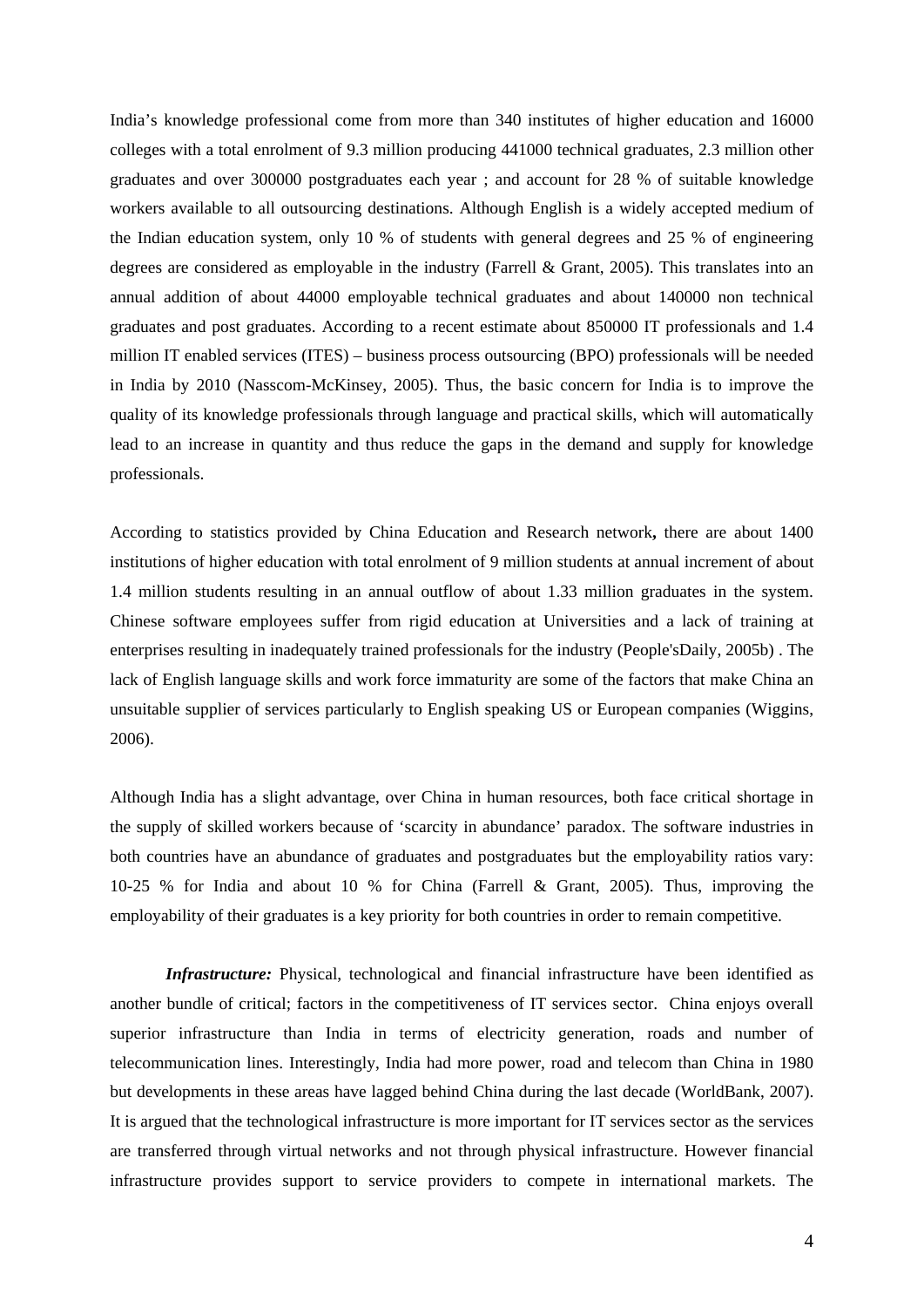India's knowledge professional come from more than 340 institutes of higher education and 16000 colleges with a total enrolment of 9.3 million producing 441000 technical graduates, 2.3 million other graduates and over 300000 postgraduates each year ; and account for 28 % of suitable knowledge workers available to all outsourcing destinations. Although English is a widely accepted medium of the Indian education system, only 10 % of students with general degrees and 25 % of engineering degrees are considered as employable in the industry (Farrell & Grant, 2005). This translates into an annual addition of about 44000 employable technical graduates and about 140000 non technical graduates and post graduates. According to a recent estimate about 850000 IT professionals and 1.4 million IT enabled services (ITES) – business process outsourcing (BPO) professionals will be needed in India by 2010 (Nasscom-McKinsey, 2005). Thus, the basic concern for India is to improve the quality of its knowledge professionals through language and practical skills, which will automatically lead to an increase in quantity and thus reduce the gaps in the demand and supply for knowledge professionals.

According to statistics provided by China Education and Research network**,** there are about 1400 institutions of higher education with total enrolment of 9 million students at annual increment of about 1.4 million students resulting in an annual outflow of about 1.33 million graduates in the system. Chinese software employees suffer from rigid education at Universities and a lack of training at enterprises resulting in inadequately trained professionals for the industry (People'sDaily, 2005b) . The lack of English language skills and work force immaturity are some of the factors that make China an unsuitable supplier of services particularly to English speaking US or European companies (Wiggins, 2006).

Although India has a slight advantage, over China in human resources, both face critical shortage in the supply of skilled workers because of 'scarcity in abundance' paradox. The software industries in both countries have an abundance of graduates and postgraduates but the employability ratios vary: 10-25 % for India and about 10 % for China (Farrell & Grant, 2005). Thus, improving the employability of their graduates is a key priority for both countries in order to remain competitive.

***Infrastructure:*** Physical, technological and financial infrastructure have been identified as another bundle of critical; factors in the competitiveness of IT services sector. China enjoys overall superior infrastructure than India in terms of electricity generation, roads and number of telecommunication lines. Interestingly, India had more power, road and telecom than China in 1980 but developments in these areas have lagged behind China during the last decade (WorldBank, 2007). It is argued that the technological infrastructure is more important for IT services sector as the services are transferred through virtual networks and not through physical infrastructure. However financial infrastructure provides support to service providers to compete in international markets. The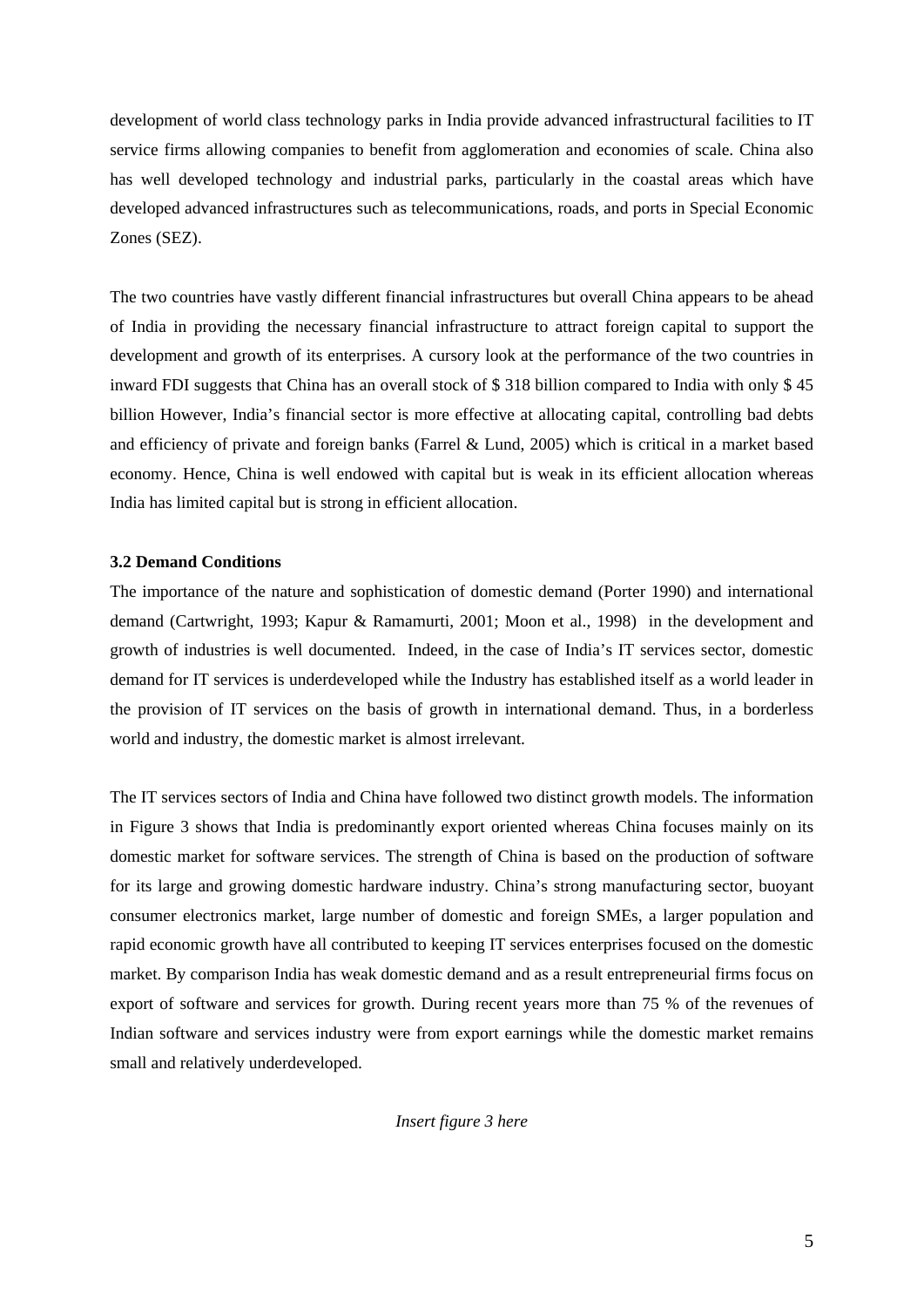development of world class technology parks in India provide advanced infrastructural facilities to IT service firms allowing companies to benefit from agglomeration and economies of scale. China also has well developed technology and industrial parks, particularly in the coastal areas which have developed advanced infrastructures such as telecommunications, roads, and ports in Special Economic Zones (SEZ).

The two countries have vastly different financial infrastructures but overall China appears to be ahead of India in providing the necessary financial infrastructure to attract foreign capital to support the development and growth of its enterprises. A cursory look at the performance of the two countries in inward FDI suggests that China has an overall stock of $ 318 billion compared to India with only $ 45 billion However, India's financial sector is more effective at allocating capital, controlling bad debts and efficiency of private and foreign banks (Farrel & Lund, 2005) which is critical in a market based economy. Hence, China is well endowed with capital but is weak in its efficient allocation whereas India has limited capital but is strong in efficient allocation.

### 3.2 Demand Conditions

The importance of the nature and sophistication of domestic demand (Porter 1990) and international demand (Cartwright, 1993; Kapur & Ramamurti, 2001; Moon et al., 1998) in the development and growth of industries is well documented. Indeed, in the case of India's IT services sector, domestic demand for IT services is underdeveloped while the Industry has established itself as a world leader in the provision of IT services on the basis of growth in international demand. Thus, in a borderless world and industry, the domestic market is almost irrelevant.

The IT services sectors of India and China have followed two distinct growth models. The information in Figure 3 shows that India is predominantly export oriented whereas China focuses mainly on its domestic market for software services. The strength of China is based on the production of software for its large and growing domestic hardware industry. China's strong manufacturing sector, buoyant consumer electronics market, large number of domestic and foreign SMEs, a larger population and rapid economic growth have all contributed to keeping IT services enterprises focused on the domestic market. By comparison India has weak domestic demand and as a result entrepreneurial firms focus on export of software and services for growth. During recent years more than 75 % of the revenues of Indian software and services industry were from export earnings while the domestic market remains small and relatively underdeveloped.

*Insert figure 3 here*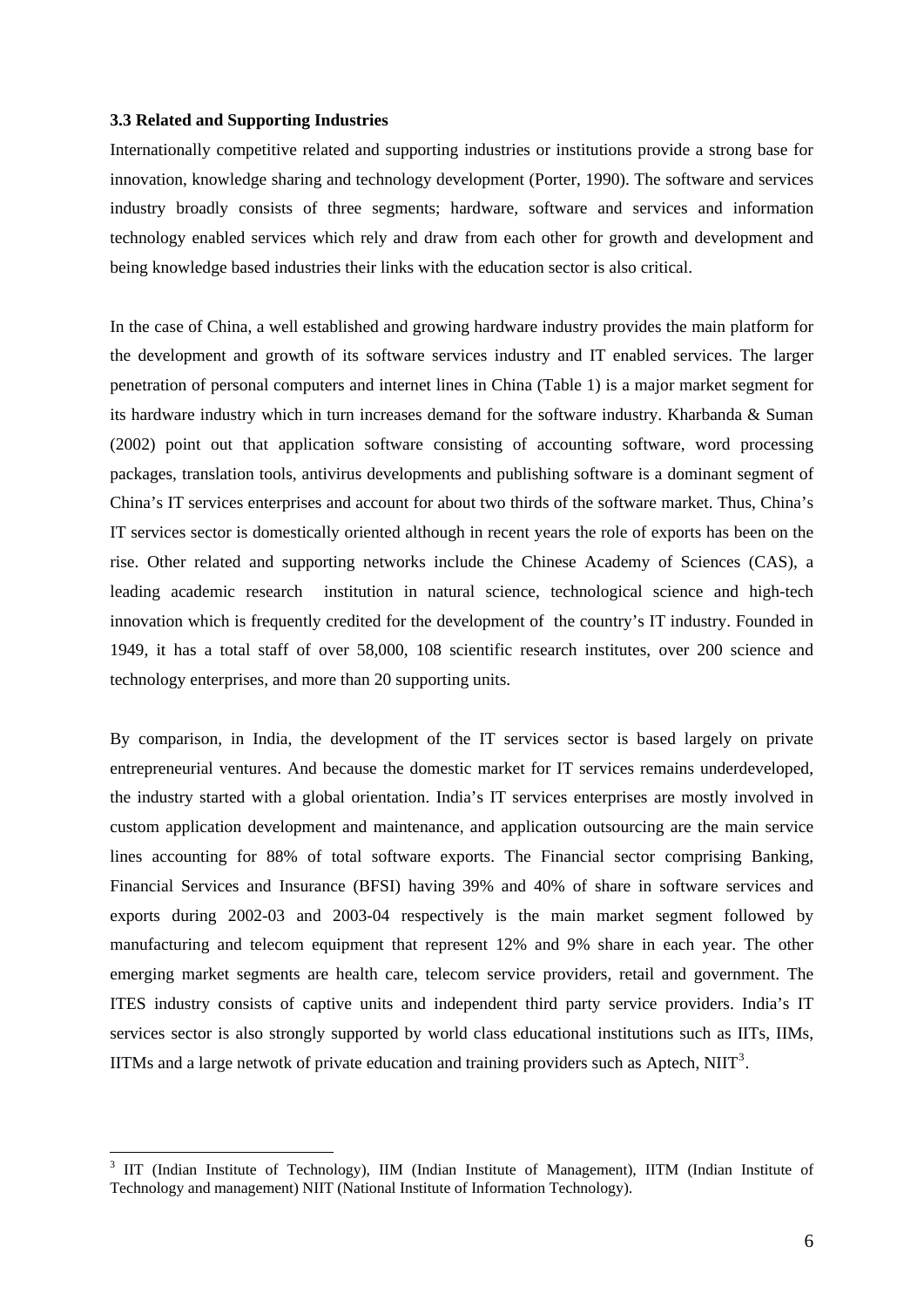### 3.3 Related and Supporting Industries

Internationally competitive related and supporting industries or institutions provide a strong base for innovation, knowledge sharing and technology development (Porter, 1990). The software and services industry broadly consists of three segments; hardware, software and services and information technology enabled services which rely and draw from each other for growth and development and being knowledge based industries their links with the education sector is also critical.

In the case of China, a well established and growing hardware industry provides the main platform for the development and growth of its software services industry and IT enabled services. The larger penetration of personal computers and internet lines in China (Table 1) is a major market segment for its hardware industry which in turn increases demand for the software industry. Kharbanda & Suman (2002) point out that application software consisting of accounting software, word processing packages, translation tools, antivirus developments and publishing software is a dominant segment of China's IT services enterprises and account for about two thirds of the software market. Thus, China's IT services sector is domestically oriented although in recent years the role of exports has been on the rise. Other related and supporting networks include the Chinese Academy of Sciences (CAS), a leading academic research institution in natural science, technological science and high-tech innovation which is frequently credited for the development of the country's IT industry. Founded in 1949, it has a total staff of over 58,000, 108 scientific research institutes, over 200 science and technology enterprises, and more than 20 supporting units.

By comparison, in India, the development of the IT services sector is based largely on private entrepreneurial ventures. And because the domestic market for IT services remains underdeveloped, the industry started with a global orientation. India's IT services enterprises are mostly involved in custom application development and maintenance, and application outsourcing are the main service lines accounting for 88% of total software exports. The Financial sector comprising Banking, Financial Services and Insurance (BFSI) having 39% and 40% of share in software services and exports during 2002-03 and 2003-04 respectively is the main market segment followed by manufacturing and telecom equipment that represent 12% and 9% share in each year. The other emerging market segments are health care, telecom service providers, retail and government. The ITES industry consists of captive units and independent third party service providers. India's IT services sector is also strongly supported by world class educational institutions such as IITs, IIMs, IITMs and a large netwotk of private education and training providers such as Aptech, NIIT[3].

[3] IIT (Indian Institute of Technology), IIM (Indian Institute of Management), IITM (Indian Institute of Technology and management) NIIT (National Institute of Information Technology).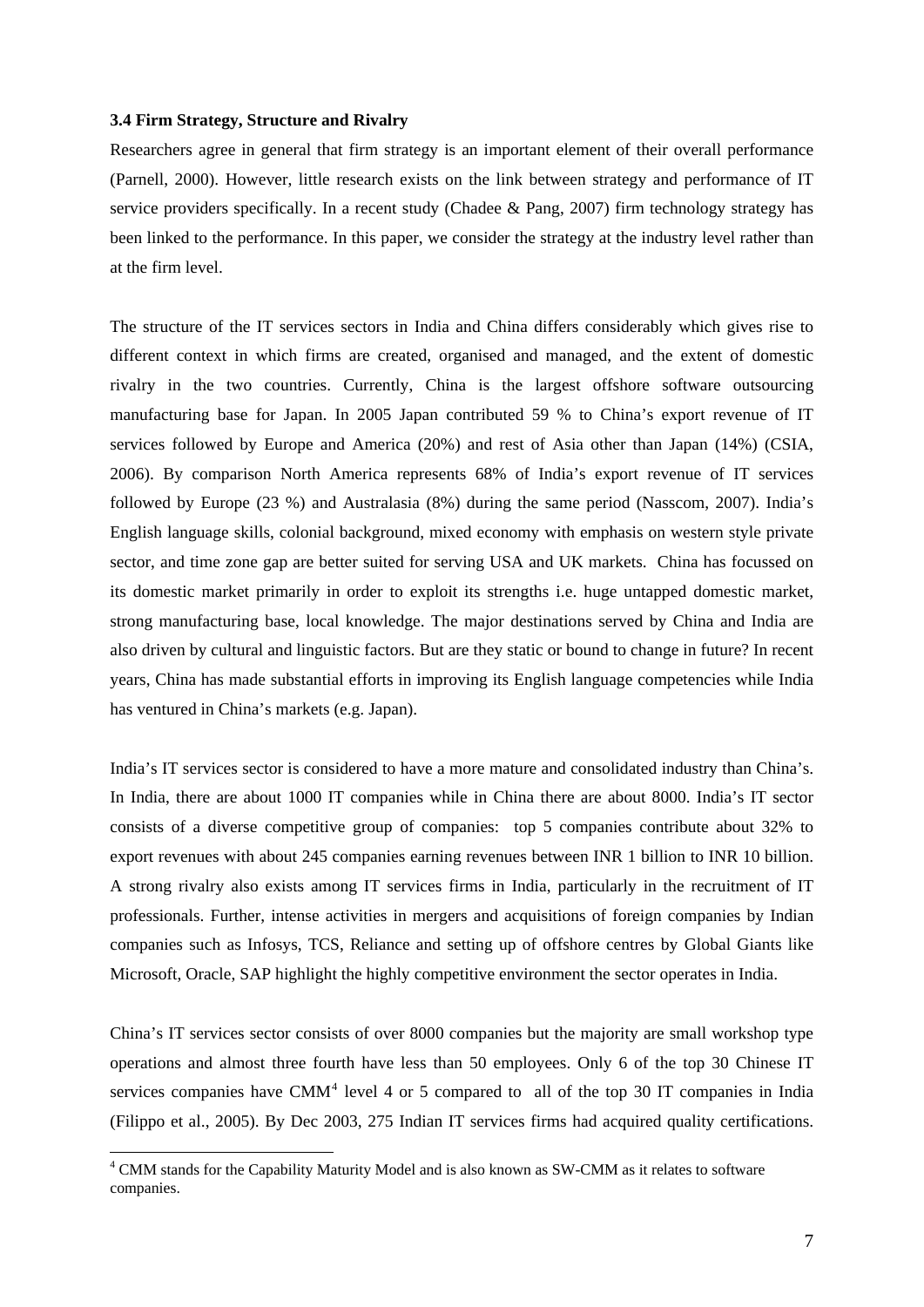### 3.4 Firm Strategy, Structure and Rivalry

Researchers agree in general that firm strategy is an important element of their overall performance (Parnell, 2000). However, little research exists on the link between strategy and performance of IT service providers specifically. In a recent study (Chadee & Pang, 2007) firm technology strategy has been linked to the performance. In this paper, we consider the strategy at the industry level rather than at the firm level.

The structure of the IT services sectors in India and China differs considerably which gives rise to different context in which firms are created, organised and managed, and the extent of domestic rivalry in the two countries. Currently, China is the largest offshore software outsourcing manufacturing base for Japan. In 2005 Japan contributed 59 % to China's export revenue of IT services followed by Europe and America (20%) and rest of Asia other than Japan (14%) (CSIA, 2006). By comparison North America represents 68% of India's export revenue of IT services followed by Europe (23 %) and Australasia (8%) during the same period (Nasscom, 2007). India's English language skills, colonial background, mixed economy with emphasis on western style private sector, and time zone gap are better suited for serving USA and UK markets. China has focussed on its domestic market primarily in order to exploit its strengths i.e. huge untapped domestic market, strong manufacturing base, local knowledge. The major destinations served by China and India are also driven by cultural and linguistic factors. But are they static or bound to change in future? In recent years, China has made substantial efforts in improving its English language competencies while India has ventured in China's markets (e.g. Japan).

India's IT services sector is considered to have a more mature and consolidated industry than China's. In India, there are about 1000 IT companies while in China there are about 8000. India's IT sector consists of a diverse competitive group of companies: top 5 companies contribute about 32% to export revenues with about 245 companies earning revenues between INR 1 billion to INR 10 billion. A strong rivalry also exists among IT services firms in India, particularly in the recruitment of IT professionals. Further, intense activities in mergers and acquisitions of foreign companies by Indian companies such as Infosys, TCS, Reliance and setting up of offshore centres by Global Giants like Microsoft, Oracle, SAP highlight the highly competitive environment the sector operates in India.

China's IT services sector consists of over 8000 companies but the majority are small workshop type operations and almost three fourth have less than 50 employees. Only 6 of the top 30 Chinese IT services companies have CMM[4] level 4 or 5 compared to all of the top 30 IT companies in India (Filippo et al., 2005). By Dec 2003, 275 Indian IT services firms had acquired quality certifications.

[4] CMM stands for the Capability Maturity Model and is also known as SW-CMM as it relates to software companies.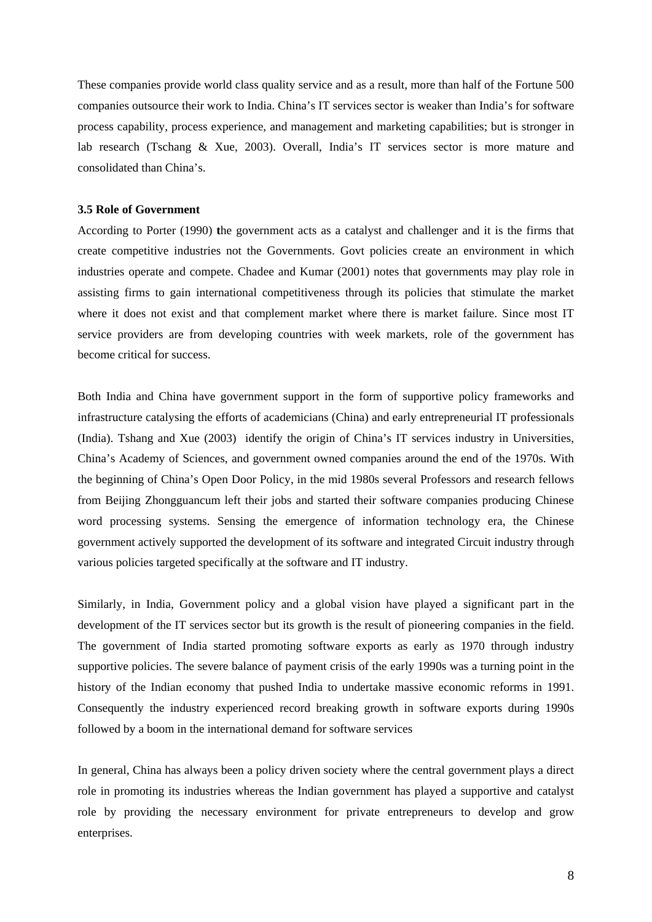These companies provide world class quality service and as a result, more than half of the Fortune 500 companies outsource their work to India. China's IT services sector is weaker than India's for software process capability, process experience, and management and marketing capabilities; but is stronger in lab research (Tschang & Xue, 2003). Overall, India's IT services sector is more mature and consolidated than China's.

### 3.5 Role of Government

According to Porter (1990) the government acts as a catalyst and challenger and it is the firms that create competitive industries not the Governments. Govt policies create an environment in which industries operate and compete. Chadee and Kumar (2001) notes that governments may play role in assisting firms to gain international competitiveness through its policies that stimulate the market where it does not exist and that complement market where there is market failure. Since most IT service providers are from developing countries with week markets, role of the government has become critical for success.

Both India and China have government support in the form of supportive policy frameworks and infrastructure catalysing the efforts of academicians (China) and early entrepreneurial IT professionals (India). Tshang and Xue (2003) identify the origin of China's IT services industry in Universities, China's Academy of Sciences, and government owned companies around the end of the 1970s. With the beginning of China's Open Door Policy, in the mid 1980s several Professors and research fellows from Beijing Zhongguancum left their jobs and started their software companies producing Chinese word processing systems. Sensing the emergence of information technology era, the Chinese government actively supported the development of its software and integrated Circuit industry through various policies targeted specifically at the software and IT industry.

Similarly, in India, Government policy and a global vision have played a significant part in the development of the IT services sector but its growth is the result of pioneering companies in the field. The government of India started promoting software exports as early as 1970 through industry supportive policies. The severe balance of payment crisis of the early 1990s was a turning point in the history of the Indian economy that pushed India to undertake massive economic reforms in 1991. Consequently the industry experienced record breaking growth in software exports during 1990s followed by a boom in the international demand for software services

In general, China has always been a policy driven society where the central government plays a direct role in promoting its industries whereas the Indian government has played a supportive and catalyst role by providing the necessary environment for private entrepreneurs to develop and grow enterprises.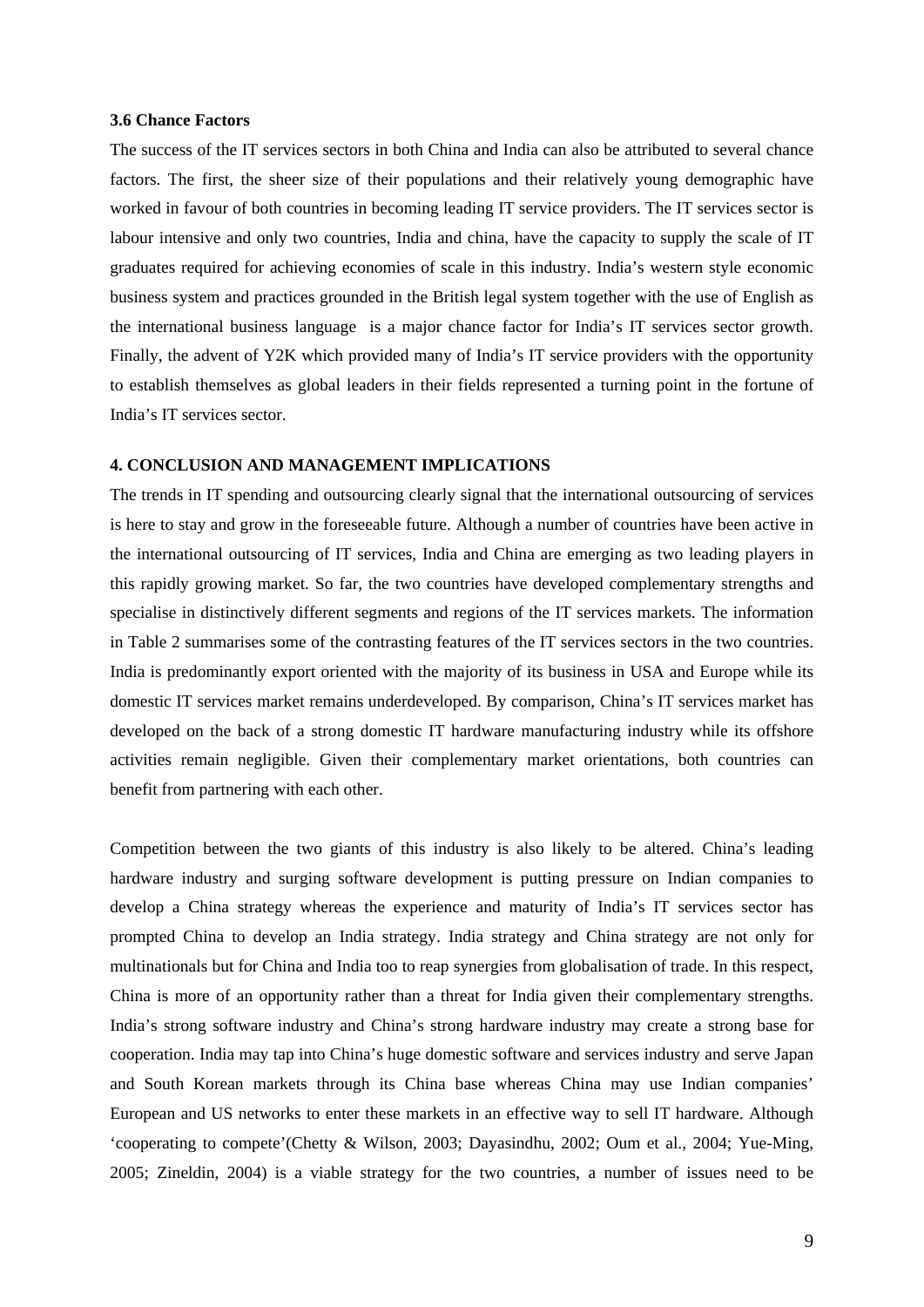### 3.6 Chance Factors

The success of the IT services sectors in both China and India can also be attributed to several chance factors. The first, the sheer size of their populations and their relatively young demographic have worked in favour of both countries in becoming leading IT service providers. The IT services sector is labour intensive and only two countries, India and china, have the capacity to supply the scale of IT graduates required for achieving economies of scale in this industry. India's western style economic business system and practices grounded in the British legal system together with the use of English as the international business language is a major chance factor for India's IT services sector growth. Finally, the advent of Y2K which provided many of India's IT service providers with the opportunity to establish themselves as global leaders in their fields represented a turning point in the fortune of India's IT services sector.

## 4. CONCLUSION AND MANAGEMENT IMPLICATIONS

The trends in IT spending and outsourcing clearly signal that the international outsourcing of services is here to stay and grow in the foreseeable future. Although a number of countries have been active in the international outsourcing of IT services, India and China are emerging as two leading players in this rapidly growing market. So far, the two countries have developed complementary strengths and specialise in distinctively different segments and regions of the IT services markets. The information in Table 2 summarises some of the contrasting features of the IT services sectors in the two countries. India is predominantly export oriented with the majority of its business in USA and Europe while its domestic IT services market remains underdeveloped. By comparison, China's IT services market has developed on the back of a strong domestic IT hardware manufacturing industry while its offshore activities remain negligible. Given their complementary market orientations, both countries can benefit from partnering with each other.

Competition between the two giants of this industry is also likely to be altered. China's leading hardware industry and surging software development is putting pressure on Indian companies to develop a China strategy whereas the experience and maturity of India's IT services sector has prompted China to develop an India strategy. India strategy and China strategy are not only for multinationals but for China and India too to reap synergies from globalisation of trade. In this respect, China is more of an opportunity rather than a threat for India given their complementary strengths. India's strong software industry and China's strong hardware industry may create a strong base for cooperation. India may tap into China's huge domestic software and services industry and serve Japan and South Korean markets through its China base whereas China may use Indian companies' European and US networks to enter these markets in an effective way to sell IT hardware. Although 'cooperating to compete'(Chetty & Wilson, 2003; Dayasindhu, 2002; Oum et al., 2004; Yue-Ming, 2005; Zineldin, 2004) is a viable strategy for the two countries, a number of issues need to be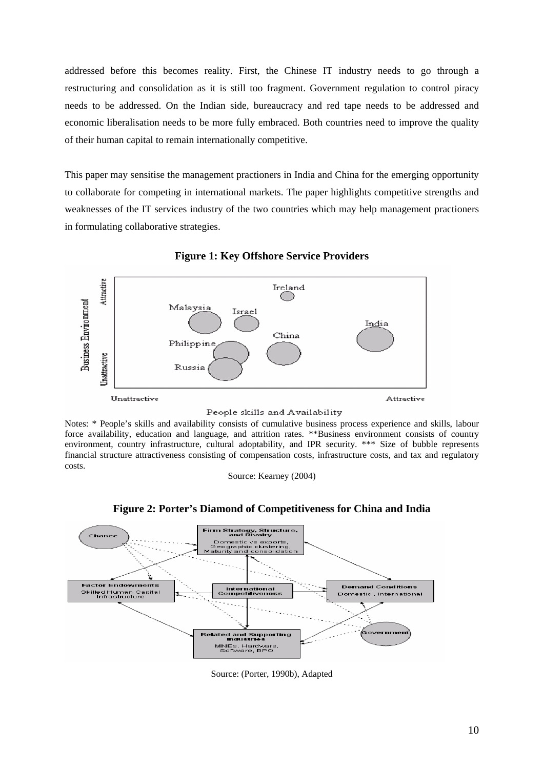addressed before this becomes reality. First, the Chinese IT industry needs to go through a restructuring and consolidation as it is still too fragment. Government regulation to control piracy needs to be addressed. On the Indian side, bureaucracy and red tape needs to be addressed and economic liberalisation needs to be more fully embraced. Both countries need to improve the quality of their human capital to remain internationally competitive.

This paper may sensitise the management practioners in India and China for the emerging opportunity to collaborate for competing in international markets. The paper highlights competitive strengths and weaknesses of the IT services industry of the two countries which may help management practioners in formulating collaborative strategies.

**Figure 1: Key Offshore Service Providers**

Notes: * People's skills and availability consists of cumulative business process experience and skills, labour force availability, education and language, and attrition rates. **Business environment consists of country environment, country infrastructure, cultural adoptability, and IPR security. *** Size of bubble represents financial structure attractiveness consisting of compensation costs, infrastructure costs, and tax and regulatory costs.

Source: Kearney (2004)

**Figure 2: Porter's Diamond of Competitiveness for China and India**

Source: (Porter, 1990b), Adapted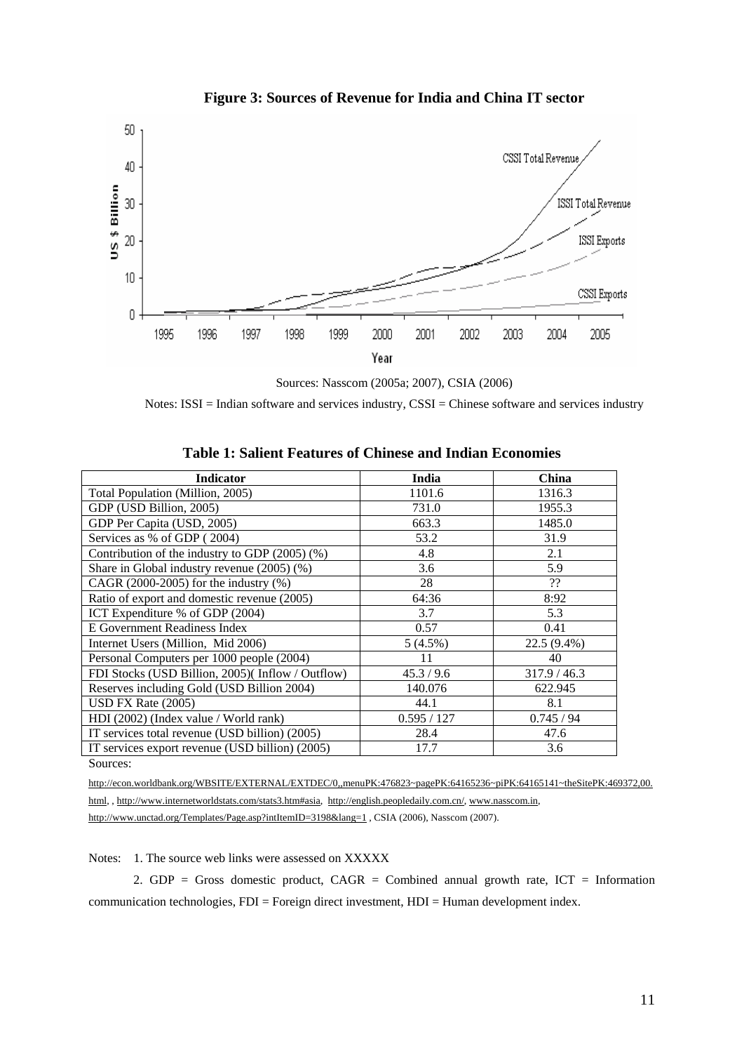**Figure 3: Sources of Revenue for India and China IT sector**

Sources: Nasscom (2005a; 2007), CSIA (2006)

Notes: ISSI = Indian software and services industry, CSSI = Chinese software and services industry

**Table 1: Salient Features of Chinese and Indian Economies**

| Indicator | India | China |
|---|---|---|
| Total Population (Million, 2005) | 1101.6 | 1316.3 |
| GDP (USD Billion, 2005) | 731.0 | 1955.3 |
| GDP Per Capita (USD, 2005) | 663.3 | 1485.0 |
| Services as % of GDP ( 2004) | 53.2 | 31.9 |
| Contribution of the industry to GDP (2005) (%) | 4.8 | 2.1 |
| Share in Global industry revenue (2005) (%) | 3.6 | 5.9 |
| CAGR (2000-2005) for the industry (%) | 28 | ?? |
| Ratio of export and domestic revenue (2005) | 64:36 | 8:92 |
| ICT Expenditure % of GDP (2004) | 3.7 | 5.3 |
| E Government Readiness Index | 0.57 | 0.41 |
| Internet Users (Million, Mid 2006) | 5 (4.5%) | 22.5 (9.4%) |
| Personal Computers per 1000 people (2004) | 11 | 40 |
| FDI Stocks (USD Billion, 2005)( Inflow / Outflow) | 45.3 / 9.6 | 317.9 / 46.3 |
| Reserves including Gold (USD Billion 2004) | 140.076 | 622.945 |
| USD FX Rate (2005) | 44.1 | 8.1 |
| HDI (2002) (Index value / World rank) | 0.595 / 127 | 0.745 / 94 |
| IT services total revenue (USD billion) (2005) | 28.4 | 47.6 |
| IT services export revenue (USD billion) (2005) | 17.7 | 3.6 |

Sources:

http://econ.worldbank.org/WBSITE/EXTERNAL/EXTDEC/0,,menuPK:476823~pagePK:64165236~piPK:64165141~theSitePK:469372,00.html, , http://www.internetworldstats.com/stats3.htm#asia, http://english.peopledaily.com.cn/, www.nasscom.in, http://www.unctad.org/Templates/Page.asp?intItemID=3198&lang=1 , CSIA (2006), Nasscom (2007).

Notes: 1. The source web links were assessed on XXXXX

2. GDP = Gross domestic product, CAGR = Combined annual growth rate, ICT = Information communication technologies, FDI = Foreign direct investment, HDI = Human development index.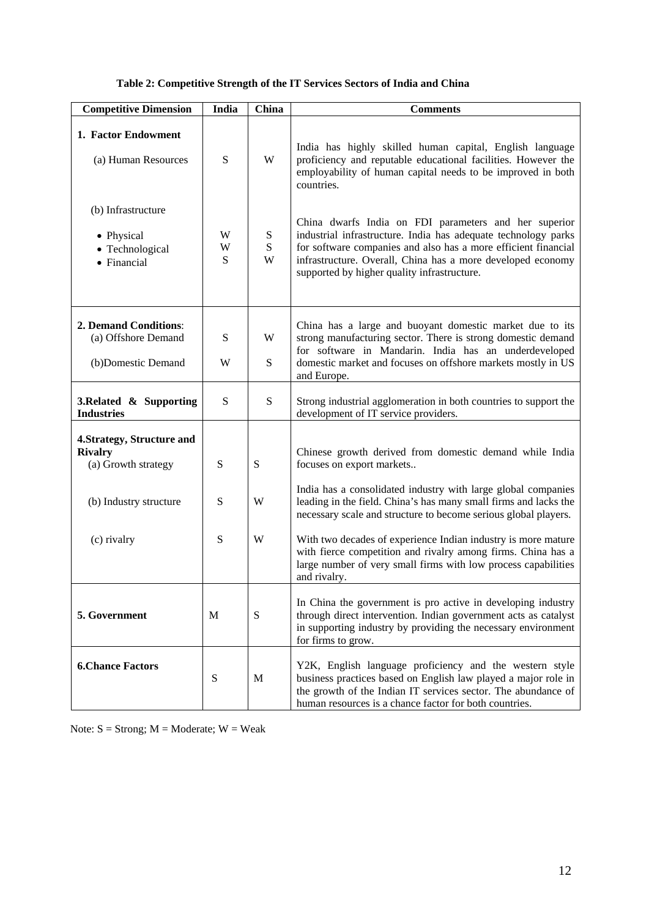**Table 2: Competitive Strength of the IT Services Sectors of India and China**

| Competitive Dimension | India | China | Comments |
|---|---|---|---|
| **1. Factor Endowment** | | | |
| (a) Human Resources | S | W | India has highly skilled human capital, English language proficiency and reputable educational facilities. However the employability of human capital needs to be improved in both countries. |
| (b) Infrastructure | | | China dwarfs India on FDI parameters and her superior industrial infrastructure. India has adequate technology parks for software companies and also has a more efficient financial infrastructure. Overall, China has a more developed economy supported by higher quality infrastructure. |
| • Physical | W | S | |
| • Technological | W | S | |
| • Financial | S | W | |
| **2. Demand Conditions**: | | | China has a large and buoyant domestic market due to its strong manufacturing sector. There is strong domestic demand for software in Mandarin. India has an underdeveloped domestic market and focuses on offshore markets mostly in US and Europe. |
| (a) Offshore Demand | S | W | |
| (b)Domestic Demand | W | S | |
| **3.Related & Supporting Industries** | S | S | Strong industrial agglomeration in both countries to support the development of IT service providers. |
| **4.Strategy, Structure and Rivalry** | | | |
| (a) Growth strategy | S | S | Chinese growth derived from domestic demand while India focuses on export markets.. |
| (b) Industry structure | S | W | India has a consolidated industry with large global companies leading in the field. China's has many small firms and lacks the necessary scale and structure to become serious global players. |
| (c) rivalry | S | W | With two decades of experience Indian industry is more mature with fierce competition and rivalry among firms. China has a large number of very small firms with low process capabilities and rivalry. |
| **5. Government** | M | S | In China the government is pro active in developing industry through direct intervention. Indian government acts as catalyst in supporting industry by providing the necessary environment for firms to grow. |
| **6.Chance Factors** | S | M | Y2K, English language proficiency and the western style business practices based on English law played a major role in the growth of the Indian IT services sector. The abundance of human resources is a chance factor for both countries. |

Note: S = Strong; M = Moderate; W = Weak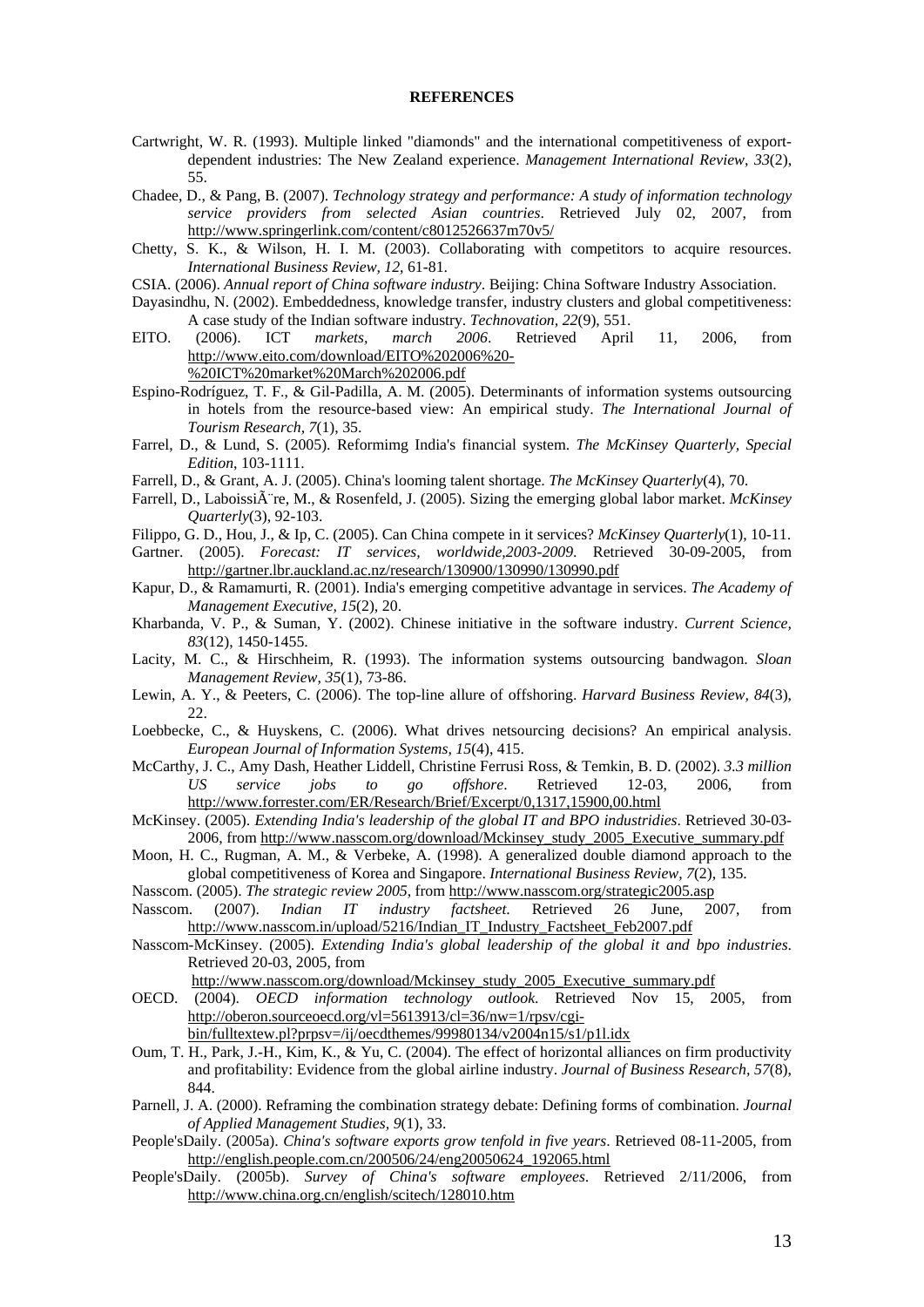# REFERENCES

Cartwright, W. R. (1993). Multiple linked "diamonds" and the international competitiveness of export-dependent industries: The New Zealand experience. *Management International Review, 33*(2), 55.

Chadee, D., & Pang, B. (2007). *Technology strategy and performance: A study of information technology service providers from selected Asian countries*. Retrieved July 02, 2007, from http://www.springerlink.com/content/c8012526637m70v5/

Chetty, S. K., & Wilson, H. I. M. (2003). Collaborating with competitors to acquire resources. *International Business Review, 12*, 61-81.

CSIA. (2006). *Annual report of China software industry*. Beijing: China Software Industry Association.

Dayasindhu, N. (2002). Embeddedness, knowledge transfer, industry clusters and global competitiveness: A case study of the Indian software industry. *Technovation, 22*(9), 551.

EITO. (2006). ICT *markets, march 2006*. Retrieved April 11, 2006, from http://www.eito.com/download/EITO%202006%20-%20ICT%20market%20March%202006.pdf

Espino-Rodríguez, T. F., & Gil-Padilla, A. M. (2005). Determinants of information systems outsourcing in hotels from the resource-based view: An empirical study. *The International Journal of Tourism Research, 7*(1), 35.

Farrel, D., & Lund, S. (2005). Reformimg India's financial system. *The McKinsey Quarterly, Special Edition*, 103-1111.

Farrell, D., & Grant, A. J. (2005). China's looming talent shortage. *The McKinsey Quarterly*(4), 70.

Farrell, D., LaboissiÃ¨re, M., & Rosenfeld, J. (2005). Sizing the emerging global labor market. *McKinsey Quarterly*(3), 92-103.

Filippo, G. D., Hou, J., & Ip, C. (2005). Can China compete in it services? *McKinsey Quarterly*(1), 10-11.

Gartner. (2005). *Forecast: IT services, worldwide,2003-2009*. Retrieved 30-09-2005, from http://gartner.lbr.auckland.ac.nz/research/130900/130990/130990.pdf

Kapur, D., & Ramamurti, R. (2001). India's emerging competitive advantage in services. *The Academy of Management Executive, 15*(2), 20.

Kharbanda, V. P., & Suman, Y. (2002). Chinese initiative in the software industry. *Current Science, 83*(12), 1450-1455.

Lacity, M. C., & Hirschheim, R. (1993). The information systems outsourcing bandwagon. *Sloan Management Review, 35*(1), 73-86.

Lewin, A. Y., & Peeters, C. (2006). The top-line allure of offshoring. *Harvard Business Review, 84*(3), 22.

Loebbecke, C., & Huyskens, C. (2006). What drives netsourcing decisions? An empirical analysis. *European Journal of Information Systems, 15*(4), 415.

McCarthy, J. C., Amy Dash, Heather Liddell, Christine Ferrusi Ross, & Temkin, B. D. (2002). *3.3 million US service jobs to go offshore*. Retrieved 12-03, 2006, from http://www.forrester.com/ER/Research/Brief/Excerpt/0,1317,15900,00.html

McKinsey. (2005). *Extending India's leadership of the global IT and BPO industridies*. Retrieved 30-03-2006, from http://www.nasscom.org/download/Mckinsey_study_2005_Executive_summary.pdf

Moon, H. C., Rugman, A. M., & Verbeke, A. (1998). A generalized double diamond approach to the global competitiveness of Korea and Singapore. *International Business Review, 7*(2), 135.

Nasscom. (2005). *The strategic review 2005*, from http://www.nasscom.org/strategic2005.asp

Nasscom. (2007). *Indian IT industry factsheet*. Retrieved 26 June, 2007, from http://www.nasscom.in/upload/5216/Indian_IT_Industry_Factsheet_Feb2007.pdf

Nasscom-McKinsey. (2005). *Extending India's global leadership of the global it and bpo industries*. Retrieved 20-03, 2005, from http://www.nasscom.org/download/Mckinsey_study_2005_Executive_summary.pdf

OECD. (2004). *OECD information technology outlook*. Retrieved Nov 15, 2005, from http://oberon.sourceoecd.org/vl=5613913/cl=36/nw=1/rpsv/cgi-bin/fulltextew.pl?prpsv=/ij/oecdthemes/99980134/v2004n15/s1/p1l.idx

Oum, T. H., Park, J.-H., Kim, K., & Yu, C. (2004). The effect of horizontal alliances on firm productivity and profitability: Evidence from the global airline industry. *Journal of Business Research, 57*(8), 844.

Parnell, J. A. (2000). Reframing the combination strategy debate: Defining forms of combination. *Journal of Applied Management Studies, 9*(1), 33.

People'sDaily. (2005a). *China's software exports grow tenfold in five years*. Retrieved 08-11-2005, from http://english.people.com.cn/200506/24/eng20050624_192065.html

People'sDaily. (2005b). *Survey of China's software employees*. Retrieved 2/11/2006, from http://www.china.org.cn/english/scitech/128010.htm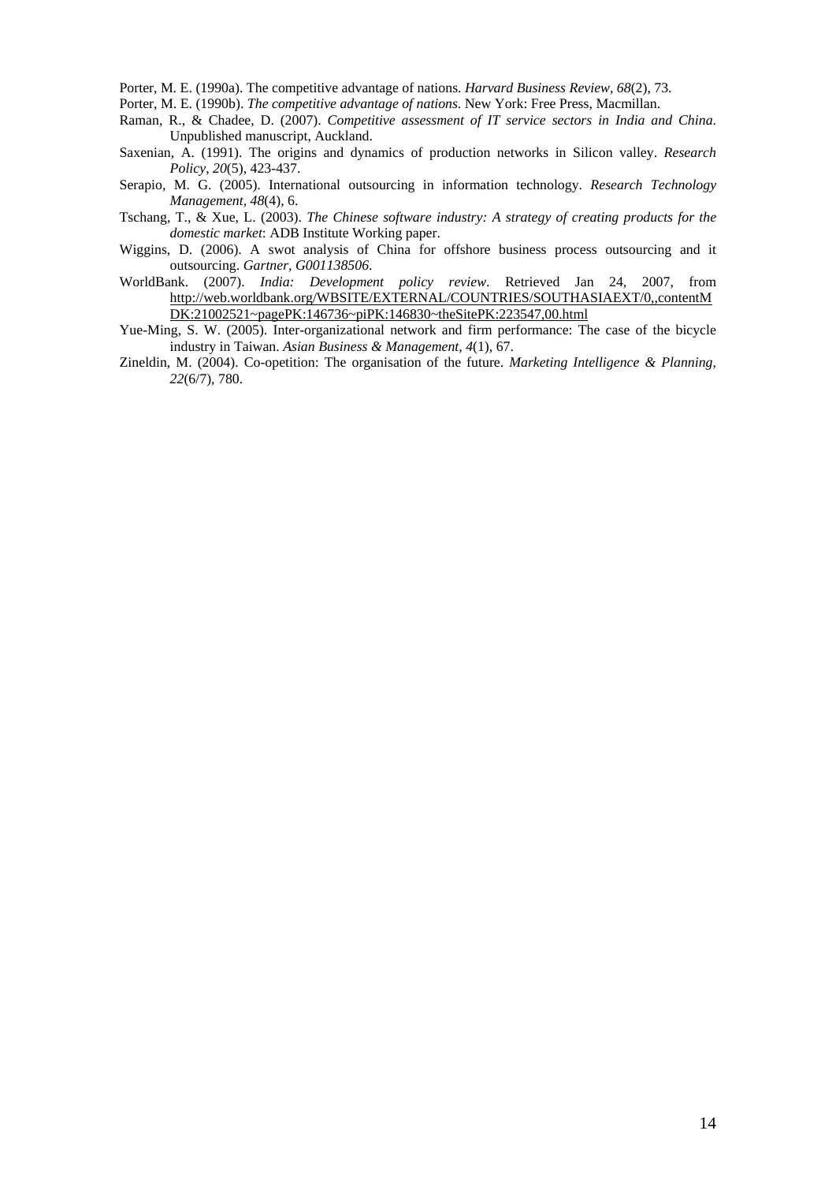Porter, M. E. (1990a). The competitive advantage of nations. *Harvard Business Review, 68*(2), 73.

Porter, M. E. (1990b). *The competitive advantage of nations*. New York: Free Press, Macmillan.

Raman, R., & Chadee, D. (2007). *Competitive assessment of IT service sectors in India and China*. Unpublished manuscript, Auckland.

Saxenian, A. (1991). The origins and dynamics of production networks in Silicon valley. *Research Policy, 20*(5), 423-437.

Serapio, M. G. (2005). International outsourcing in information technology. *Research Technology Management, 48*(4), 6.

Tschang, T., & Xue, L. (2003). *The Chinese software industry: A strategy of creating products for the domestic market*: ADB Institute Working paper.

Wiggins, D. (2006). A swot analysis of China for offshore business process outsourcing and it outsourcing. *Gartner, G001138506*.

WorldBank. (2007). *India: Development policy review*. Retrieved Jan 24, 2007, from http://web.worldbank.org/WBSITE/EXTERNAL/COUNTRIES/SOUTHASIAEXT/0,,contentMDK:21002521~pagePK:146736~piPK:146830~theSitePK:223547,00.html

Yue-Ming, S. W. (2005). Inter-organizational network and firm performance: The case of the bicycle industry in Taiwan. *Asian Business & Management, 4*(1), 67.

Zineldin, M. (2004). Co-opetition: The organisation of the future. *Marketing Intelligence & Planning, 22*(6/7), 780.